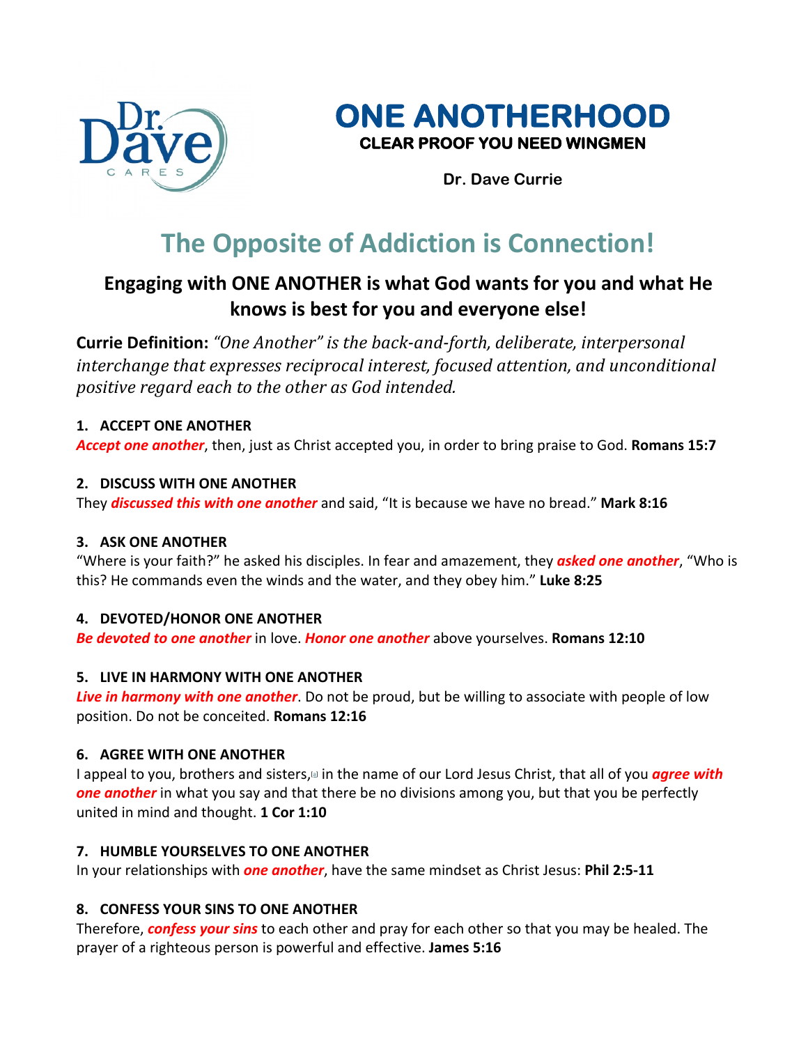Dr. Dave CARES

# ONE ANOTHERHOOD

**CLEAR PROOF YOU NEED WINGMEN**

**Dr. Dave Currie**

# The Opposite of Addiction is Connection!

## Engaging with ONE ANOTHER is what God wants for you and what He knows is best for you and everyone else!

**Currie Definition:** *"One Another" is the back-and-forth, deliberate, interpersonal interchange that expresses reciprocal interest, focused attention, and unconditional positive regard each to the other as God intended.*

**1. ACCEPT ONE ANOTHER**

***Accept one another***, then, just as Christ accepted you, in order to bring praise to God. **Romans 15:7**

**2. DISCUSS WITH ONE ANOTHER**

They ***discussed this with one another*** and said, "It is because we have no bread." **Mark 8:16**

**3. ASK ONE ANOTHER**

"Where is your faith?" he asked his disciples. In fear and amazement, they ***asked one another***, "Who is this? He commands even the winds and the water, and they obey him." **Luke 8:25**

**4. DEVOTED/HONOR ONE ANOTHER**

***Be devoted to one another*** in love. ***Honor one another*** above yourselves. **Romans 12:10**

**5. LIVE IN HARMONY WITH ONE ANOTHER**

***Live in harmony with one another***. Do not be proud, but be willing to associate with people of low position. Do not be conceited. **Romans 12:16**

**6. AGREE WITH ONE ANOTHER**

I appeal to you, brothers and sisters,[a] in the name of our Lord Jesus Christ, that all of you ***agree with one another*** in what you say and that there be no divisions among you, but that you be perfectly united in mind and thought. **1 Cor 1:10**

**7. HUMBLE YOURSELVES TO ONE ANOTHER**

In your relationships with ***one another***, have the same mindset as Christ Jesus: **Phil 2:5-11**

**8. CONFESS YOUR SINS TO ONE ANOTHER**

Therefore, ***confess your sins*** to each other and pray for each other so that you may be healed. The prayer of a righteous person is powerful and effective. **James 5:16**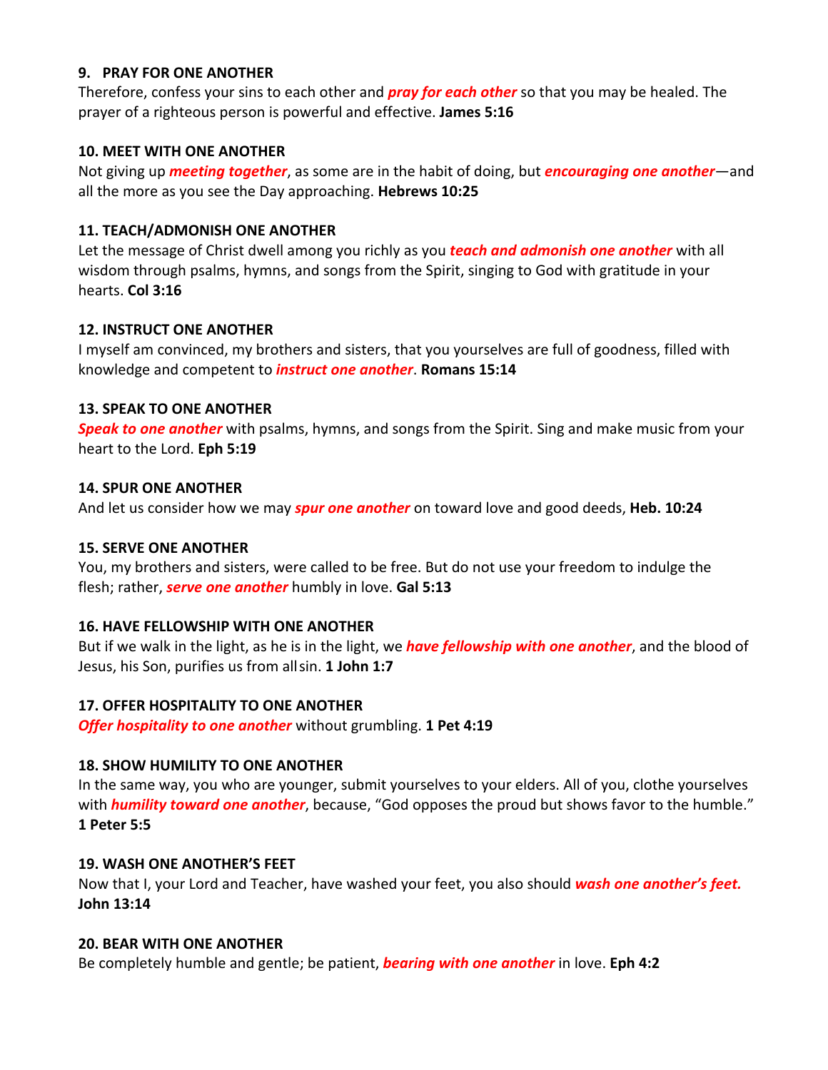**9. PRAY FOR ONE ANOTHER**

Therefore, confess your sins to each other and ***pray for each other*** so that you may be healed. The prayer of a righteous person is powerful and effective. **James 5:16**

**10. MEET WITH ONE ANOTHER**

Not giving up ***meeting together***, as some are in the habit of doing, but ***encouraging one another***—and all the more as you see the Day approaching. **Hebrews 10:25**

**11. TEACH/ADMONISH ONE ANOTHER**

Let the message of Christ dwell among you richly as you ***teach and admonish one another*** with all wisdom through psalms, hymns, and songs from the Spirit, singing to God with gratitude in your hearts. **Col 3:16**

**12. INSTRUCT ONE ANOTHER**

I myself am convinced, my brothers and sisters, that you yourselves are full of goodness, filled with knowledge and competent to ***instruct one another***. **Romans 15:14**

**13. SPEAK TO ONE ANOTHER**

***Speak to one another*** with psalms, hymns, and songs from the Spirit. Sing and make music from your heart to the Lord. **Eph 5:19**

**14. SPUR ONE ANOTHER**

And let us consider how we may ***spur one another*** on toward love and good deeds, **Heb. 10:24**

**15. SERVE ONE ANOTHER**

You, my brothers and sisters, were called to be free. But do not use your freedom to indulge the flesh; rather, ***serve one another*** humbly in love. **Gal 5:13**

**16. HAVE FELLOWSHIP WITH ONE ANOTHER**

But if we walk in the light, as he is in the light, we ***have fellowship with one another***, and the blood of Jesus, his Son, purifies us from all sin. **1 John 1:7**

**17. OFFER HOSPITALITY TO ONE ANOTHER**

***Offer hospitality to one another*** without grumbling. **1 Pet 4:19**

**18. SHOW HUMILITY TO ONE ANOTHER**

In the same way, you who are younger, submit yourselves to your elders. All of you, clothe yourselves with ***humility toward one another***, because, "God opposes the proud but shows favor to the humble." **1 Peter 5:5**

**19. WASH ONE ANOTHER'S FEET**

Now that I, your Lord and Teacher, have washed your feet, you also should ***wash one another's feet.*** **John 13:14**

**20. BEAR WITH ONE ANOTHER**

Be completely humble and gentle; be patient, ***bearing with one another*** in love. **Eph 4:2**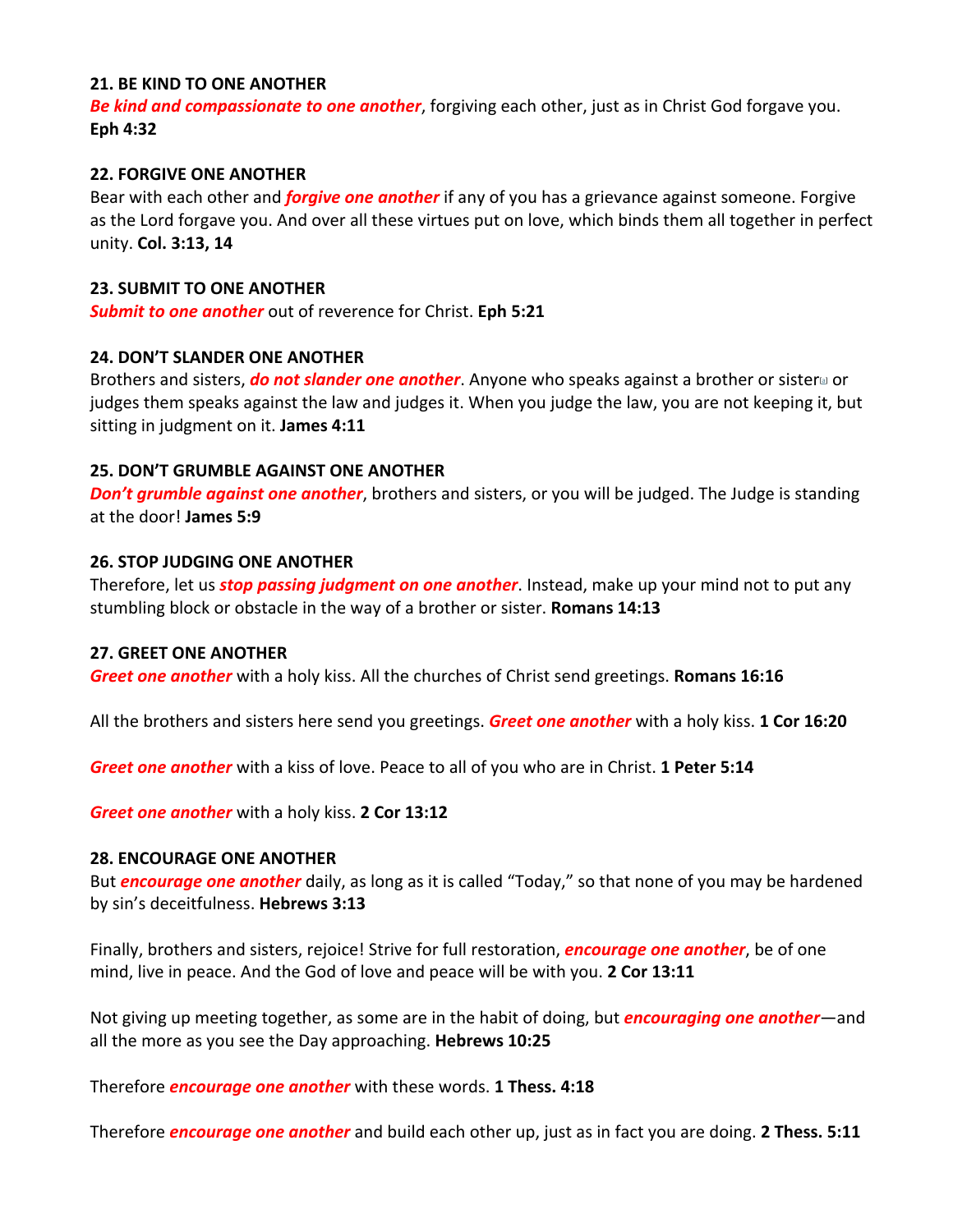**21. BE KIND TO ONE ANOTHER**

***Be kind and compassionate to one another***, forgiving each other, just as in Christ God forgave you. **Eph 4:32**

**22. FORGIVE ONE ANOTHER**

Bear with each other and ***forgive one another*** if any of you has a grievance against someone. Forgive as the Lord forgave you. And over all these virtues put on love, which binds them all together in perfect unity. **Col. 3:13, 14**

**23. SUBMIT TO ONE ANOTHER**

***Submit to one another*** out of reverence for Christ. **Eph 5:21**

**24. DON'T SLANDER ONE ANOTHER**

Brothers and sisters, ***do not slander one another***. Anyone who speaks against a brother or sister or judges them speaks against the law and judges it. When you judge the law, you are not keeping it, but sitting in judgment on it. **James 4:11**

**25. DON'T GRUMBLE AGAINST ONE ANOTHER**

***Don't grumble against one another***, brothers and sisters, or you will be judged. The Judge is standing at the door! **James 5:9**

**26. STOP JUDGING ONE ANOTHER**

Therefore, let us ***stop passing judgment on one another***. Instead, make up your mind not to put any stumbling block or obstacle in the way of a brother or sister. **Romans 14:13**

**27. GREET ONE ANOTHER**

***Greet one another*** with a holy kiss. All the churches of Christ send greetings. **Romans 16:16**

All the brothers and sisters here send you greetings. ***Greet one another*** with a holy kiss. **1 Cor 16:20**

***Greet one another*** with a kiss of love. Peace to all of you who are in Christ. **1 Peter 5:14**

***Greet one another*** with a holy kiss. **2 Cor 13:12**

**28. ENCOURAGE ONE ANOTHER**

But ***encourage one another*** daily, as long as it is called "Today," so that none of you may be hardened by sin's deceitfulness. **Hebrews 3:13**

Finally, brothers and sisters, rejoice! Strive for full restoration, ***encourage one another***, be of one mind, live in peace. And the God of love and peace will be with you. **2 Cor 13:11**

Not giving up meeting together, as some are in the habit of doing, but ***encouraging one another***—and all the more as you see the Day approaching. **Hebrews 10:25**

Therefore ***encourage one another*** with these words. **1 Thess. 4:18**

Therefore ***encourage one another*** and build each other up, just as in fact you are doing. **2 Thess. 5:11**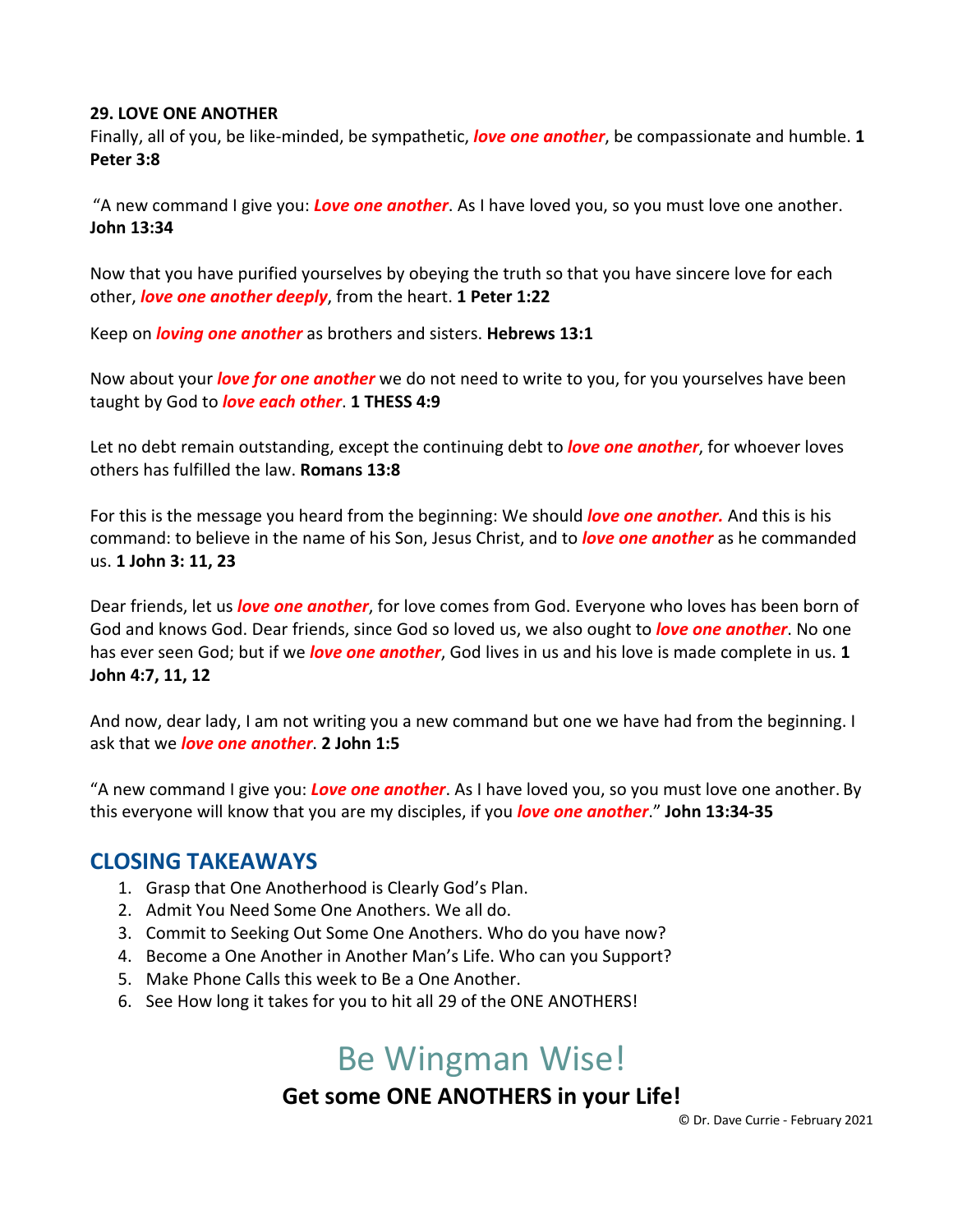**29. LOVE ONE ANOTHER**

Finally, all of you, be like-minded, be sympathetic, ***love one another***, be compassionate and humble. **1 Peter 3:8**

"A new command I give you: ***Love one another***. As I have loved you, so you must love one another. **John 13:34**

Now that you have purified yourselves by obeying the truth so that you have sincere love for each other, ***love one another deeply***, from the heart. **1 Peter 1:22**

Keep on ***loving one another*** as brothers and sisters. **Hebrews 13:1**

Now about your ***love for one another*** we do not need to write to you, for you yourselves have been taught by God to ***love each other***. **1 THESS 4:9**

Let no debt remain outstanding, except the continuing debt to ***love one another***, for whoever loves others has fulfilled the law. **Romans 13:8**

For this is the message you heard from the beginning: We should ***love one another.*** And this is his command: to believe in the name of his Son, Jesus Christ, and to ***love one another*** as he commanded us. **1 John 3: 11, 23**

Dear friends, let us ***love one another***, for love comes from God. Everyone who loves has been born of God and knows God. Dear friends, since God so loved us, we also ought to ***love one another***. No one has ever seen God; but if we ***love one another***, God lives in us and his love is made complete in us. **1 John 4:7, 11, 12**

And now, dear lady, I am not writing you a new command but one we have had from the beginning. I ask that we ***love one another***. **2 John 1:5**

"A new command I give you: ***Love one another***. As I have loved you, so you must love one another. By this everyone will know that you are my disciples, if you ***love one another***." **John 13:34-35**

## CLOSING TAKEAWAYS

1. Grasp that One Anotherhood is Clearly God's Plan.
2. Admit You Need Some One Anothers. We all do.
3. Commit to Seeking Out Some One Anothers. Who do you have now?
4. Become a One Another in Another Man's Life. Who can you Support?
5. Make Phone Calls this week to Be a One Another.
6. See How long it takes for you to hit all 29 of the ONE ANOTHERS!

# Be Wingman Wise!

**Get some ONE ANOTHERS in your Life!**

© Dr. Dave Currie - February 2021